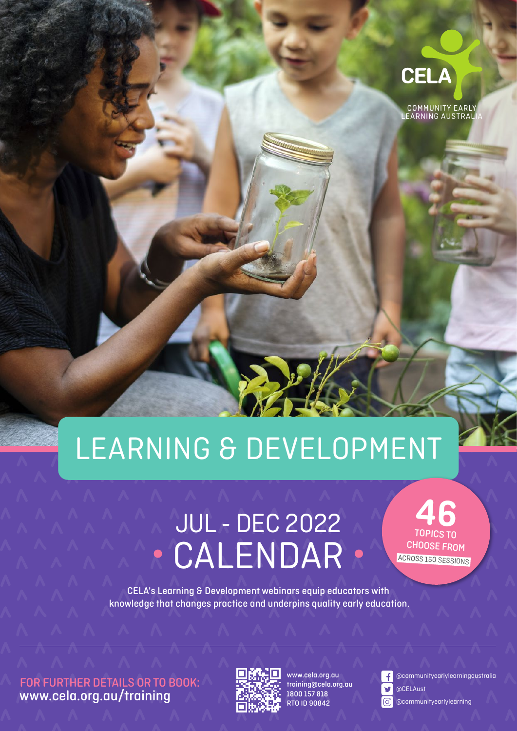CELA

COMMUNITY EARLY LEARNING AUSTRALIA

# LEARNING & DEVELOPMENT

## JUL - DEC 2022
## CALENDAR

**46** TOPICS TO CHOOSE FROM ACROSS 150 SESSIONS

CELA's Learning & Development webinars equip educators with knowledge that changes practice and underpins quality early education.

**FOR FURTHER DETAILS OR TO BOOK:**
www.cela.org.au/training

www.cela.org.au
training@cela.org.au
1800 157 818
RTO ID 90842

@communityearlylearningaustralia
@CELAust
@communityearlylearning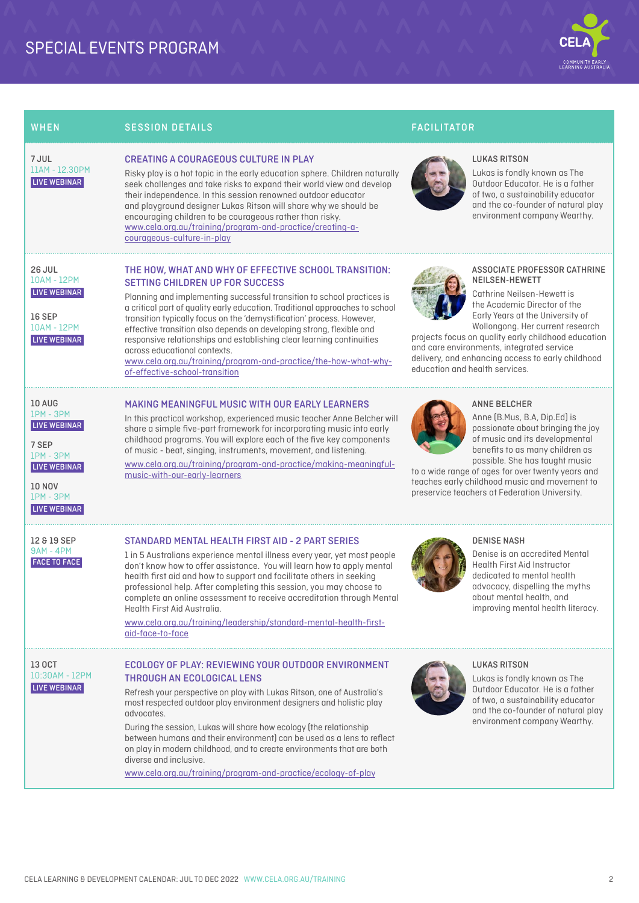# SPECIAL EVENTS PROGRAM

| WHEN | SESSION DETAILS | FACILITATOR |
|---|---|---|
| 7 JUL<br>11AM - 12.30PM<br>LIVE WEBINAR | **CREATING A COURAGEOUS CULTURE IN PLAY**<br>Risky play is a hot topic in the early education sphere. Children naturally seek challenges and take risks to expand their world view and develop their independence. In this session renowned outdoor educator and playground designer Lukas Ritson will share why we should be encouraging children to be courageous rather than risky.<br>www.cela.org.au/training/program-and-practice/creating-a-courageous-culture-in-play | **LUKAS RITSON**<br>Lukas is fondly known as The Outdoor Educator. He is a father of two, a sustainability educator and the co-founder of natural play environment company Wearthy. |
| 26 JUL<br>10AM - 12PM<br>LIVE WEBINAR<br><br>16 SEP<br>10AM - 12PM<br>LIVE WEBINAR | **THE HOW, WHAT AND WHY OF EFFECTIVE SCHOOL TRANSITION: SETTING CHILDREN UP FOR SUCCESS**<br>Planning and implementing successful transition to school practices is a critical part of quality early education. Traditional approaches to school transition typically focus on the 'demystification' process. However, effective transition also depends on developing strong, flexible and responsive relationships and establishing clear learning continuities across educational contexts.<br>www.cela.org.au/training/program-and-practice/the-how-what-why-of-effective-school-transition | **ASSOCIATE PROFESSOR CATHRINE NEILSEN-HEWETT**<br>Cathrine Neilsen-Hewett is the Academic Director of the Early Years at the University of Wollongong. Her current research projects focus on quality early childhood education and care environments, integrated service delivery, and enhancing access to early childhood education and health services. |
| 10 AUG<br>1PM - 3PM<br>LIVE WEBINAR<br><br>7 SEP<br>1PM - 3PM<br>LIVE WEBINAR<br><br>10 NOV<br>1PM - 3PM<br>LIVE WEBINAR | **MAKING MEANINGFUL MUSIC WITH OUR EARLY LEARNERS**<br>In this practical workshop, experienced music teacher Anne Belcher will share a simple five-part framework for incorporating music into early childhood programs. You will explore each of the five key components of music - beat, singing, instruments, movement, and listening.<br>www.cela.org.au/training/program-and-practice/making-meaningful-music-with-our-early-learners | **ANNE BELCHER**<br>Anne (B.Mus, B.A, Dip.Ed) is passionate about bringing the joy of music and its developmental benefits to as many children as possible. She has taught music to a wide range of ages for over twenty years and teaches early childhood music and movement to preservice teachers at Federation University. |
| 12 & 19 SEP<br>9AM - 4PM<br>FACE TO FACE | **STANDARD MENTAL HEALTH FIRST AID - 2 PART SERIES**<br>1 in 5 Australians experience mental illness every year, yet most people don't know how to offer assistance. You will learn how to apply mental health first aid and how to support and facilitate others in seeking professional help. After completing this session, you may choose to complete an online assessment to receive accreditation through Mental Health First Aid Australia.<br>www.cela.org.au/training/leadership/standard-mental-health-first-aid-face-to-face | **DENISE NASH**<br>Denise is an accredited Mental Health First Aid Instructor dedicated to mental health advocacy, dispelling the myths about mental health, and improving mental health literacy. |
| 13 OCT<br>10:30AM - 12PM<br>LIVE WEBINAR | **ECOLOGY OF PLAY: REVIEWING YOUR OUTDOOR ENVIRONMENT THROUGH AN ECOLOGICAL LENS**<br>Refresh your perspective on play with Lukas Ritson, one of Australia's most respected outdoor play environment designers and holistic play advocates.<br>During the session, Lukas will share how ecology (the relationship between humans and their environment) can be used as a lens to reflect on play in modern childhood, and to create environments that are both diverse and inclusive.<br>www.cela.org.au/training/program-and-practice/ecology-of-play | **LUKAS RITSON**<br>Lukas is fondly known as The Outdoor Educator. He is a father of two, a sustainability educator and the co-founder of natural play environment company Wearthy. |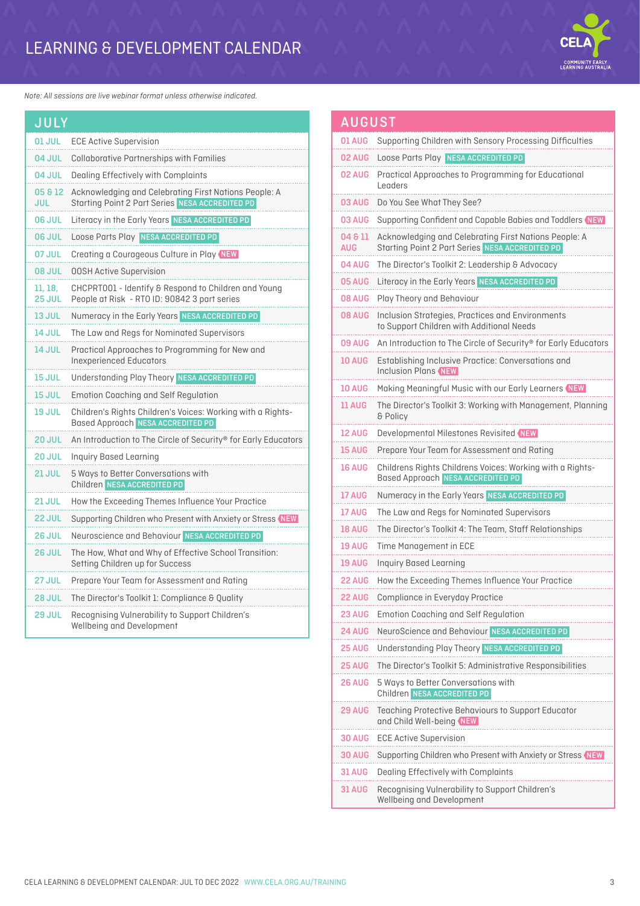# LEARNING & DEVELOPMENT CALENDAR

*Note: All sessions are live webinar format unless otherwise indicated.*

## JULY

| Date | Session |
|---|---|
| 01 JUL | ECE Active Supervision |
| 04 JUL | Collaborative Partnerships with Families |
| 04 JUL | Dealing Effectively with Complaints |
| 05 & 12 JUL | Acknowledging and Celebrating First Nations People: A Starting Point 2 Part Series NESA ACCREDITED PD |
| 06 JUL | Literacy in the Early Years NESA ACCREDITED PD |
| 06 JUL | Loose Parts Play NESA ACCREDITED PD |
| 07 JUL | Creating a Courageous Culture in Play NEW |
| 08 JUL | OOSH Active Supervision |
| 11, 18, 25 JUL | CHCPRT001 - Identify & Respond to Children and Young People at Risk - RTO ID: 90842 3 part series |
| 13 JUL | Numeracy in the Early Years NESA ACCREDITED PD |
| 14 JUL | The Law and Regs for Nominated Supervisors |
| 14 JUL | Practical Approaches to Programming for New and Inexperienced Educators |
| 15 JUL | Understanding Play Theory NESA ACCREDITED PD |
| 15 JUL | Emotion Coaching and Self Regulation |
| 19 JUL | Children's Rights Children's Voices: Working with a Rights-Based Approach NESA ACCREDITED PD |
| 20 JUL | An Introduction to The Circle of Security® for Early Educators |
| 20 JUL | Inquiry Based Learning |
| 21 JUL | 5 Ways to Better Conversations with Children NESA ACCREDITED PD |
| 21 JUL | How the Exceeding Themes Influence Your Practice |
| 22 JUL | Supporting Children who Present with Anxiety or Stress NEW |
| 26 JUL | Neuroscience and Behaviour NESA ACCREDITED PD |
| 26 JUL | The How, What and Why of Effective School Transition: Setting Children up for Success |
| 27 JUL | Prepare Your Team for Assessment and Rating |
| 28 JUL | The Director's Toolkit 1: Compliance & Quality |
| 29 JUL | Recognising Vulnerability to Support Children's Wellbeing and Development |

## AUGUST

| Date | Session |
|---|---|
| 01 AUG | Supporting Children with Sensory Processing Difficulties |
| 02 AUG | Loose Parts Play NESA ACCREDITED PD |
| 02 AUG | Practical Approaches to Programming for Educational Leaders |
| 03 AUG | Do You See What They See? |
| 03 AUG | Supporting Confident and Capable Babies and Toddlers NEW |
| 04 & 11 AUG | Acknowledging and Celebrating First Nations People: A Starting Point 2 Part Series NESA ACCREDITED PD |
| 04 AUG | The Director's Toolkit 2: Leadership & Advocacy |
| 05 AUG | Literacy in the Early Years NESA ACCREDITED PD |
| 08 AUG | Play Theory and Behaviour |
| 08 AUG | Inclusion Strategies, Practices and Environments to Support Children with Additional Needs |
| 09 AUG | An Introduction to The Circle of Security® for Early Educators |
| 10 AUG | Establishing Inclusive Practice: Conversations and Inclusion Plans NEW |
| 10 AUG | Making Meaningful Music with our Early Learners NEW |
| 11 AUG | The Director's Toolkit 3: Working with Management, Planning & Policy |
| 12 AUG | Developmental Milestones Revisited NEW |
| 15 AUG | Prepare Your Team for Assessment and Rating |
| 16 AUG | Childrens Rights Childrens Voices: Working with a Rights-Based Approach NESA ACCREDITED PD |
| 17 AUG | Numeracy in the Early Years NESA ACCREDITED PD |
| 17 AUG | The Law and Regs for Nominated Supervisors |
| 18 AUG | The Director's Toolkit 4: The Team, Staff Relationships |
| 19 AUG | Time Management in ECE |
| 19 AUG | Inquiry Based Learning |
| 22 AUG | How the Exceeding Themes Influence Your Practice |
| 22 AUG | Compliance in Everyday Practice |
| 23 AUG | Emotion Coaching and Self Regulation |
| 24 AUG | NeuroScience and Behaviour NESA ACCREDITED PD |
| 25 AUG | Understanding Play Theory NESA ACCREDITED PD |
| 25 AUG | The Director's Toolkit 5: Administrative Responsibilities |
| 26 AUG | 5 Ways to Better Conversations with Children NESA ACCREDITED PD |
| 29 AUG | Teaching Protective Behaviours to Support Educator and Child Well-being NEW |
| 30 AUG | ECE Active Supervision |
| 30 AUG | Supporting Children who Present with Anxiety or Stress NEW |
| 31 AUG | Dealing Effectively with Complaints |
| 31 AUG | Recognising Vulnerability to Support Children's Wellbeing and Development |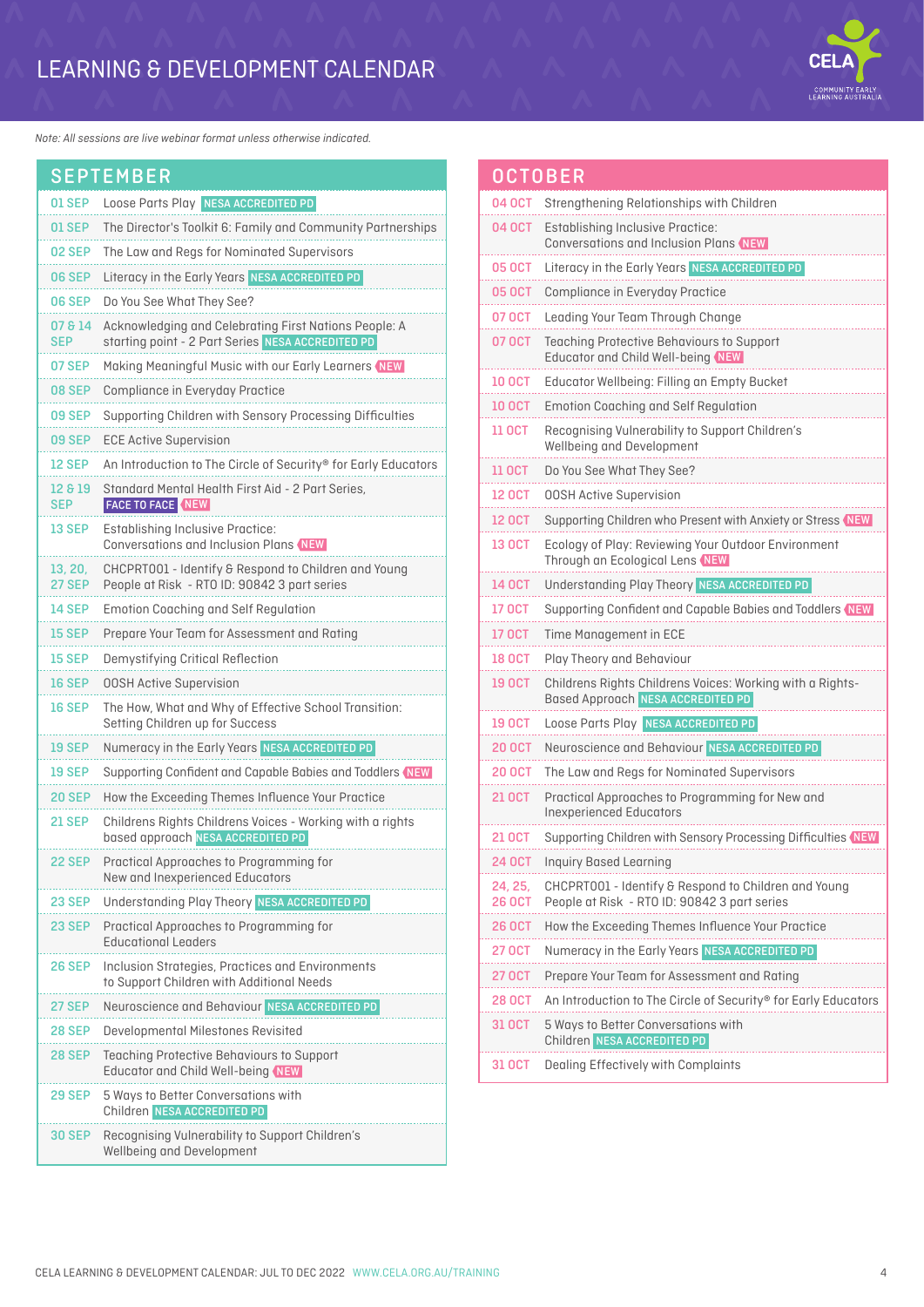# LEARNING & DEVELOPMENT CALENDAR

*Note: All sessions are live webinar format unless otherwise indicated.*

## SEPTEMBER

| Date | Session |
|---|---|
| 01 SEP | Loose Parts Play NESA ACCREDITED PD |
| 01 SEP | The Director's Toolkit 6: Family and Community Partnerships |
| 02 SEP | The Law and Regs for Nominated Supervisors |
| 06 SEP | Literacy in the Early Years NESA ACCREDITED PD |
| 06 SEP | Do You See What They See? |
| 07 & 14 SEP | Acknowledging and Celebrating First Nations People: A starting point - 2 Part Series NESA ACCREDITED PD |
| 07 SEP | Making Meaningful Music with our Early Learners NEW |
| 08 SEP | Compliance in Everyday Practice |
| 09 SEP | Supporting Children with Sensory Processing Difficulties |
| 09 SEP | ECE Active Supervision |
| 12 SEP | An Introduction to The Circle of Security® for Early Educators |
| 12 & 19 SEP | Standard Mental Health First Aid - 2 Part Series, FACE TO FACE NEW |
| 13 SEP | Establishing Inclusive Practice: Conversations and Inclusion Plans NEW |
| 13, 20, 27 SEP | CHCPRT001 - Identify & Respond to Children and Young People at Risk - RTO ID: 90842 3 part series |
| 14 SEP | Emotion Coaching and Self Regulation |
| 15 SEP | Prepare Your Team for Assessment and Rating |
| 15 SEP | Demystifying Critical Reflection |
| 16 SEP | OOSH Active Supervision |
| 16 SEP | The How, What and Why of Effective School Transition: Setting Children up for Success |
| 19 SEP | Numeracy in the Early Years NESA ACCREDITED PD |
| 19 SEP | Supporting Confident and Capable Babies and Toddlers NEW |
| 20 SEP | How the Exceeding Themes Influence Your Practice |
| 21 SEP | Childrens Rights Childrens Voices - Working with a rights based approach NESA ACCREDITED PD |
| 22 SEP | Practical Approaches to Programming for New and Inexperienced Educators |
| 23 SEP | Understanding Play Theory NESA ACCREDITED PD |
| 23 SEP | Practical Approaches to Programming for Educational Leaders |
| 26 SEP | Inclusion Strategies, Practices and Environments to Support Children with Additional Needs |
| 27 SEP | Neuroscience and Behaviour NESA ACCREDITED PD |
| 28 SEP | Developmental Milestones Revisited |
| 28 SEP | Teaching Protective Behaviours to Support Educator and Child Well-being NEW |
| 29 SEP | 5 Ways to Better Conversations with Children NESA ACCREDITED PD |
| 30 SEP | Recognising Vulnerability to Support Children's Wellbeing and Development |

## OCTOBER

| Date | Session |
|---|---|
| 04 OCT | Strengthening Relationships with Children |
| 04 OCT | Establishing Inclusive Practice: Conversations and Inclusion Plans NEW |
| 05 OCT | Literacy in the Early Years NESA ACCREDITED PD |
| 05 OCT | Compliance in Everyday Practice |
| 07 OCT | Leading Your Team Through Change |
| 07 OCT | Teaching Protective Behaviours to Support Educator and Child Well-being NEW |
| 10 OCT | Educator Wellbeing: Filling an Empty Bucket |
| 10 OCT | Emotion Coaching and Self Regulation |
| 11 OCT | Recognising Vulnerability to Support Children's Wellbeing and Development |
| 11 OCT | Do You See What They See? |
| 12 OCT | OOSH Active Supervision |
| 12 OCT | Supporting Children who Present with Anxiety or Stress NEW |
| 13 OCT | Ecology of Play: Reviewing Your Outdoor Environment Through an Ecological Lens NEW |
| 14 OCT | Understanding Play Theory NESA ACCREDITED PD |
| 17 OCT | Supporting Confident and Capable Babies and Toddlers NEW |
| 17 OCT | Time Management in ECE |
| 18 OCT | Play Theory and Behaviour |
| 19 OCT | Childrens Rights Childrens Voices: Working with a Rights-Based Approach NESA ACCREDITED PD |
| 19 OCT | Loose Parts Play NESA ACCREDITED PD |
| 20 OCT | Neuroscience and Behaviour NESA ACCREDITED PD |
| 20 OCT | The Law and Regs for Nominated Supervisors |
| 21 OCT | Practical Approaches to Programming for New and Inexperienced Educators |
| 21 OCT | Supporting Children with Sensory Processing Difficulties NEW |
| 24 OCT | Inquiry Based Learning |
| 24, 25, 26 OCT | CHCPRT001 - Identify & Respond to Children and Young People at Risk - RTO ID: 90842 3 part series |
| 26 OCT | How the Exceeding Themes Influence Your Practice |
| 27 OCT | Numeracy in the Early Years NESA ACCREDITED PD |
| 27 OCT | Prepare Your Team for Assessment and Rating |
| 28 OCT | An Introduction to The Circle of Security® for Early Educators |
| 31 OCT | 5 Ways to Better Conversations with Children NESA ACCREDITED PD |
| 31 OCT | Dealing Effectively with Complaints |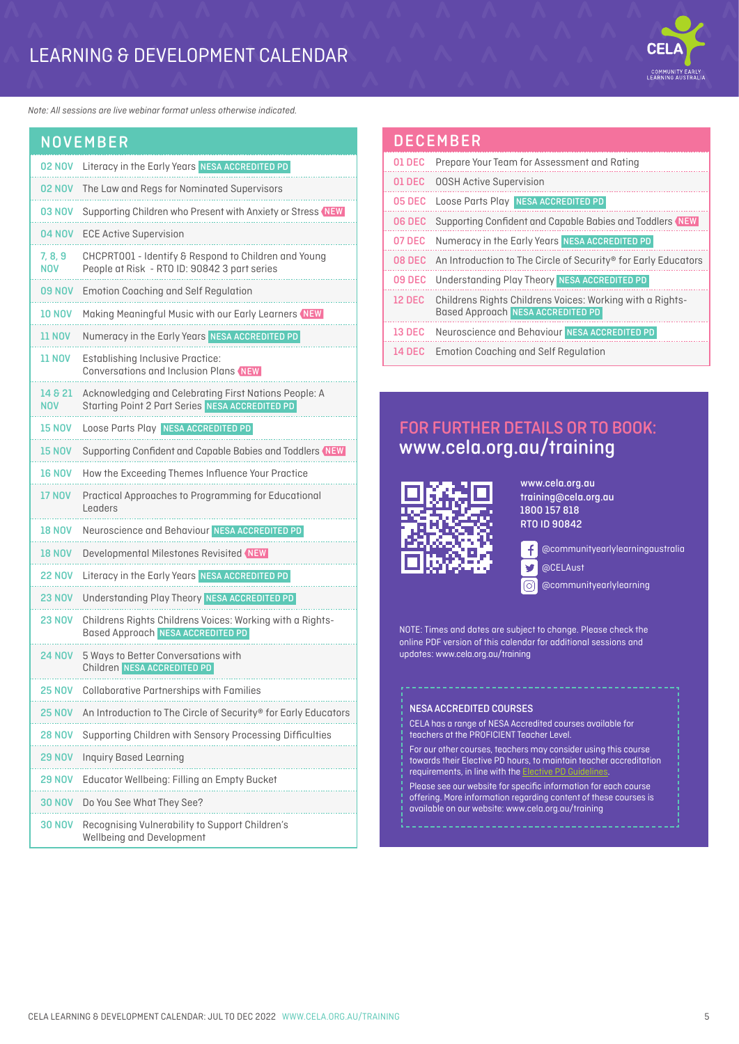# LEARNING & DEVELOPMENT CALENDAR

*Note: All sessions are live webinar format unless otherwise indicated.*

## NOVEMBER

| Date | Session |
|---|---|
| 02 NOV | Literacy in the Early Years NESA ACCREDITED PD |
| 02 NOV | The Law and Regs for Nominated Supervisors |
| 03 NOV | Supporting Children who Present with Anxiety or Stress NEW |
| 04 NOV | ECE Active Supervision |
| 7, 8, 9 NOV | CHCPRT001 - Identify & Respond to Children and Young People at Risk - RTO ID: 90842 3 part series |
| 09 NOV | Emotion Coaching and Self Regulation |
| 10 NOV | Making Meaningful Music with our Early Learners NEW |
| 11 NOV | Numeracy in the Early Years NESA ACCREDITED PD |
| 11 NOV | Establishing Inclusive Practice: Conversations and Inclusion Plans NEW |
| 14 & 21 NOV | Acknowledging and Celebrating First Nations People: A Starting Point 2 Part Series NESA ACCREDITED PD |
| 15 NOV | Loose Parts Play NESA ACCREDITED PD |
| 15 NOV | Supporting Confident and Capable Babies and Toddlers NEW |
| 16 NOV | How the Exceeding Themes Influence Your Practice |
| 17 NOV | Practical Approaches to Programming for Educational Leaders |
| 18 NOV | Neuroscience and Behaviour NESA ACCREDITED PD |
| 18 NOV | Developmental Milestones Revisited NEW |
| 22 NOV | Literacy in the Early Years NESA ACCREDITED PD |
| 23 NOV | Understanding Play Theory NESA ACCREDITED PD |
| 23 NOV | Childrens Rights Childrens Voices: Working with a Rights-Based Approach NESA ACCREDITED PD |
| 24 NOV | 5 Ways to Better Conversations with Children NESA ACCREDITED PD |
| 25 NOV | Collaborative Partnerships with Families |
| 25 NOV | An Introduction to The Circle of Security® for Early Educators |
| 28 NOV | Supporting Children with Sensory Processing Difficulties |
| 29 NOV | Inquiry Based Learning |
| 29 NOV | Educator Wellbeing: Filling an Empty Bucket |
| 30 NOV | Do You See What They See? |
| 30 NOV | Recognising Vulnerability to Support Children's Wellbeing and Development |

## DECEMBER

| Date | Session |
|---|---|
| 01 DEC | Prepare Your Team for Assessment and Rating |
| 01 DEC | OOSH Active Supervision |
| 05 DEC | Loose Parts Play NESA ACCREDITED PD |
| 06 DEC | Supporting Confident and Capable Babies and Toddlers NEW |
| 07 DEC | Numeracy in the Early Years NESA ACCREDITED PD |
| 08 DEC | An Introduction to The Circle of Security® for Early Educators |
| 09 DEC | Understanding Play Theory NESA ACCREDITED PD |
| 12 DEC | Childrens Rights Childrens Voices: Working with a Rights-Based Approach NESA ACCREDITED PD |
| 13 DEC | Neuroscience and Behaviour NESA ACCREDITED PD |
| 14 DEC | Emotion Coaching and Self Regulation |

## FOR FURTHER DETAILS OR TO BOOK:
## www.cela.org.au/training

www.cela.org.au
training@cela.org.au
1800 157 818
RTO ID 90842

@communityearlylearningaustralia
@CELAust
@communityearlylearning

NOTE: Times and dates are subject to change. Please check the online PDF version of this calendar for additional sessions and updates: www.cela.org.au/training

### NESA ACCREDITED COURSES

CELA has a range of NESA Accredited courses available for teachers at the PROFICIENT Teacher Level.

For our other courses, teachers may consider using this course towards their Elective PD hours, to maintain teacher accreditation requirements, in line with the Elective PD Guidelines.

Please see our website for specific information for each course offering. More information regarding content of these courses is available on our website: www.cela.org.au/training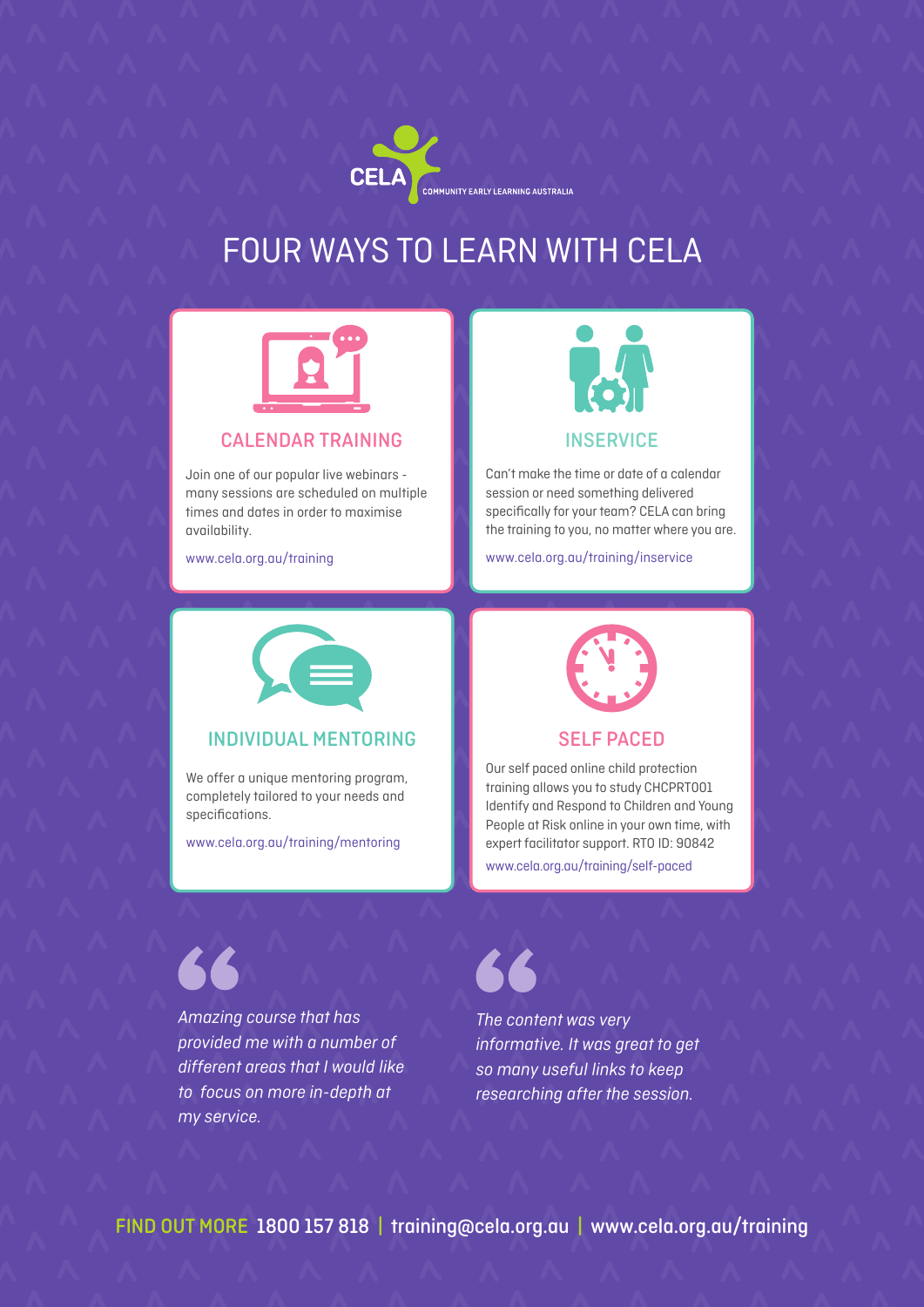CELA
COMMUNITY EARLY LEARNING AUSTRALIA

# FOUR WAYS TO LEARN WITH CELA

## CALENDAR TRAINING

Join one of our popular live webinars - many sessions are scheduled on multiple times and dates in order to maximise availability.

www.cela.org.au/training

## INSERVICE

Can't make the time or date of a calendar session or need something delivered specifically for your team? CELA can bring the training to you, no matter where you are.

www.cela.org.au/training/inservice

## INDIVIDUAL MENTORING

We offer a unique mentoring program, completely tailored to your needs and specifications.

www.cela.org.au/training/mentoring

## SELF PACED

Our self paced online child protection training allows you to study CHCPRT001 Identify and Respond to Children and Young People at Risk online in your own time, with expert facilitator support. RTO ID: 90842

www.cela.org.au/training/self-paced

> *Amazing course that has provided me with a number of different areas that I would like to focus on more in-depth at my service.*

> *The content was very informative. It was great to get so many useful links to keep researching after the session.*

**FIND OUT MORE** 1800 157 818 | training@cela.org.au | www.cela.org.au/training